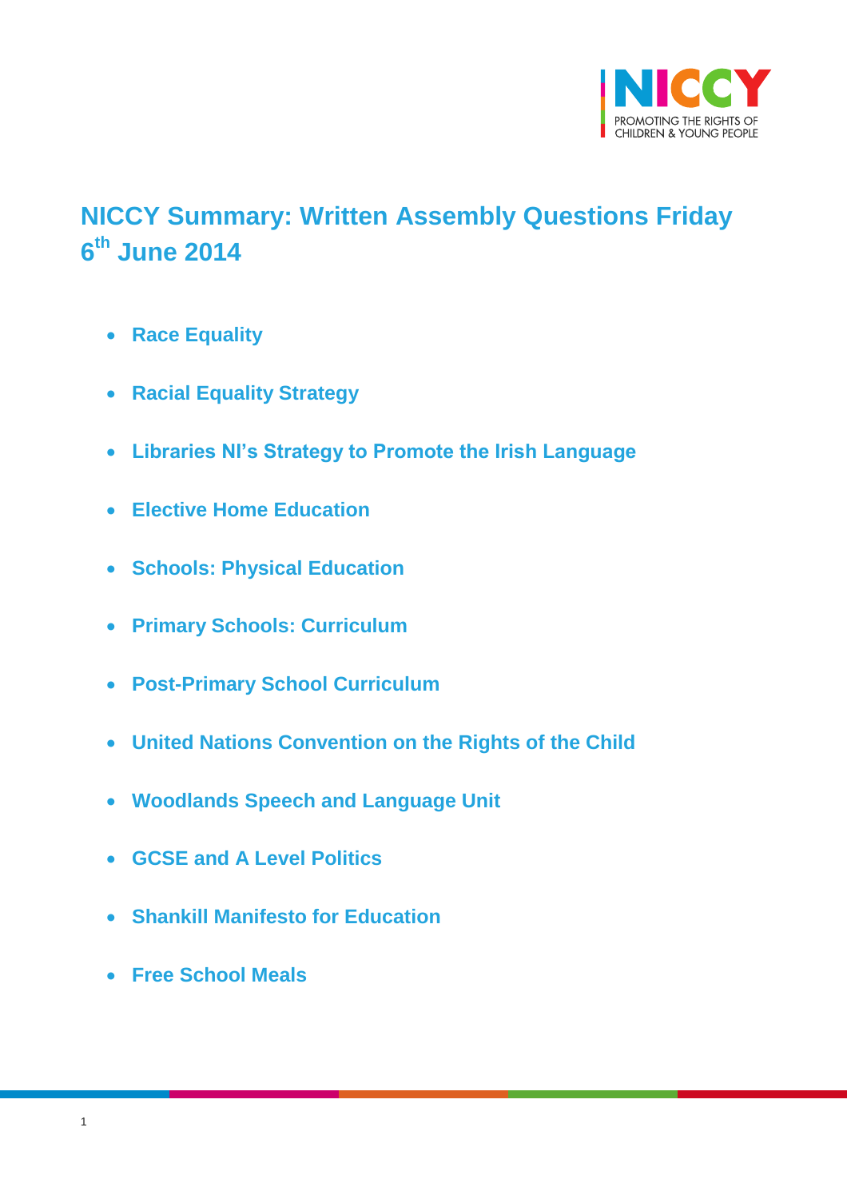# NICCY Summary: Written Assembly Questions Friday 6th June 2014

- Race Equality
- Racial Equality Strategy
- Libraries NI's Strategy to Promote the Irish Language
- Elective Home Education
- Schools: Physical Education
- Primary Schools: Curriculum
- Post-Primary School Curriculum
- United Nations Convention on the Rights of the Child
- Woodlands Speech and Language Unit
- GCSE and A Level Politics
- Shankill Manifesto for Education
- Free School Meals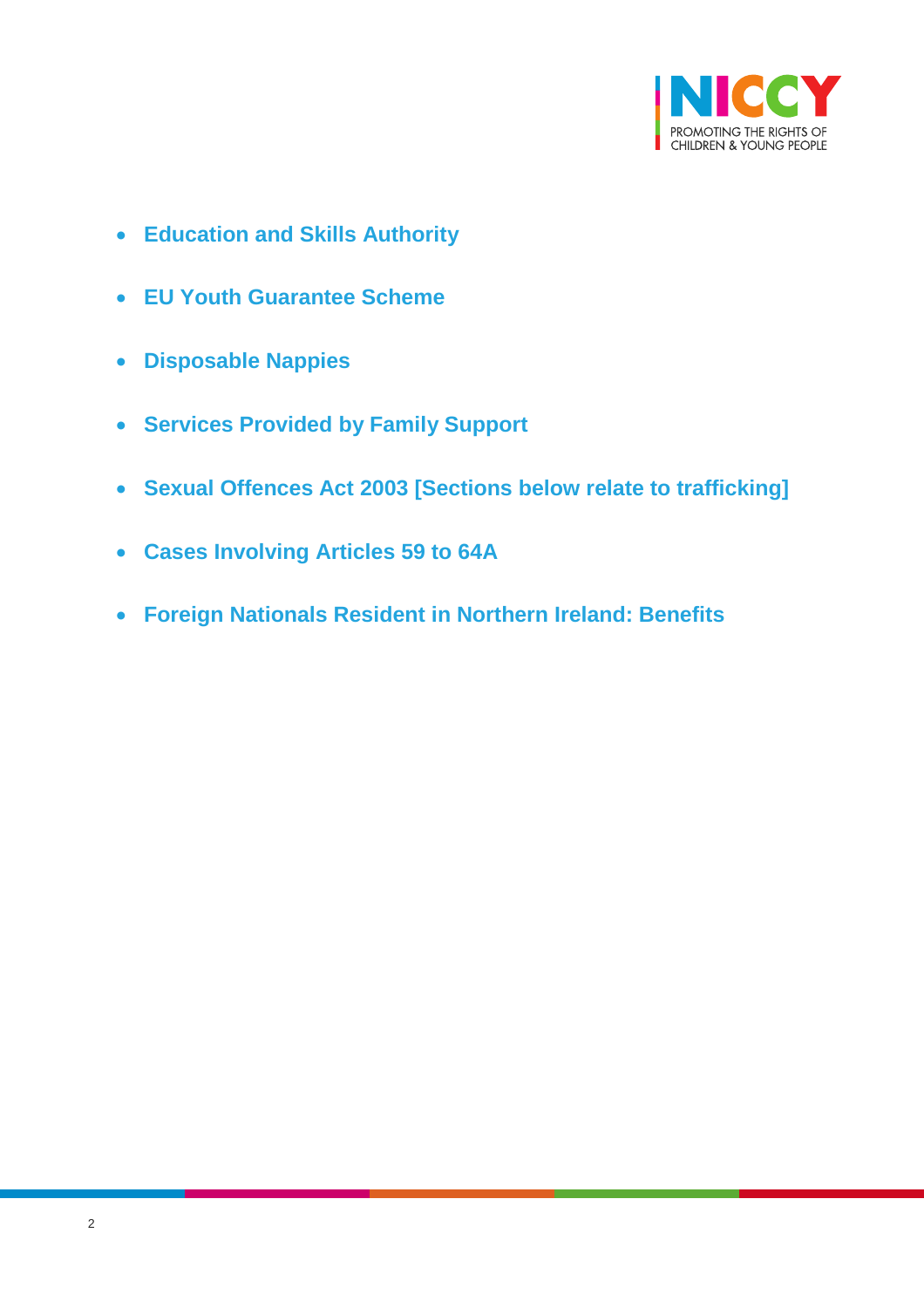- **Education and Skills Authority**
- **EU Youth Guarantee Scheme**
- **Disposable Nappies**
- **Services Provided by Family Support**
- **Sexual Offences Act 2003 [Sections below relate to trafficking]**
- **Cases Involving Articles 59 to 64A**
- **Foreign Nationals Resident in Northern Ireland: Benefits**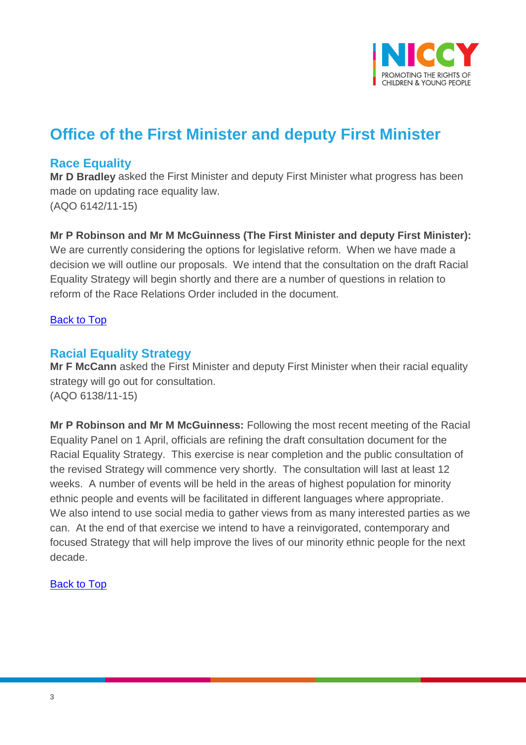# Office of the First Minister and deputy First Minister

## Race Equality

**Mr D Bradley** asked the First Minister and deputy First Minister what progress has been made on updating race equality law.
(AQO 6142/11-15)

**Mr P Robinson and Mr M McGuinness (The First Minister and deputy First Minister):** We are currently considering the options for legislative reform. When we have made a decision we will outline our proposals. We intend that the consultation on the draft Racial Equality Strategy will begin shortly and there are a number of questions in relation to reform of the Race Relations Order included in the document.

Back to Top

## Racial Equality Strategy

**Mr F McCann** asked the First Minister and deputy First Minister when their racial equality strategy will go out for consultation.
(AQO 6138/11-15)

**Mr P Robinson and Mr M McGuinness:** Following the most recent meeting of the Racial Equality Panel on 1 April, officials are refining the draft consultation document for the Racial Equality Strategy. This exercise is near completion and the public consultation of the revised Strategy will commence very shortly. The consultation will last at least 12 weeks. A number of events will be held in the areas of highest population for minority ethnic people and events will be facilitated in different languages where appropriate. We also intend to use social media to gather views from as many interested parties as we can. At the end of that exercise we intend to have a reinvigorated, contemporary and focused Strategy that will help improve the lives of our minority ethnic people for the next decade.

Back to Top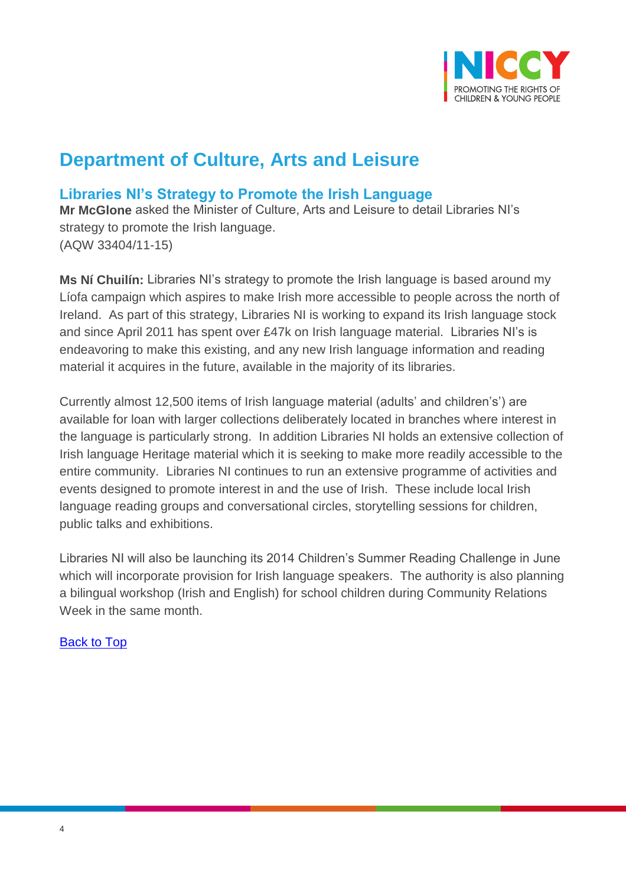# Department of Culture, Arts and Leisure

## Libraries NI's Strategy to Promote the Irish Language

**Mr McGlone** asked the Minister of Culture, Arts and Leisure to detail Libraries NI's strategy to promote the Irish language.
(AQW 33404/11-15)

**Ms Ní Chuilín:** Libraries NI's strategy to promote the Irish language is based around my Líofa campaign which aspires to make Irish more accessible to people across the north of Ireland. As part of this strategy, Libraries NI is working to expand its Irish language stock and since April 2011 has spent over £47k on Irish language material. Libraries NI's is endeavoring to make this existing, and any new Irish language information and reading material it acquires in the future, available in the majority of its libraries.

Currently almost 12,500 items of Irish language material (adults' and children's') are available for loan with larger collections deliberately located in branches where interest in the language is particularly strong. In addition Libraries NI holds an extensive collection of Irish language Heritage material which it is seeking to make more readily accessible to the entire community. Libraries NI continues to run an extensive programme of activities and events designed to promote interest in and the use of Irish. These include local Irish language reading groups and conversational circles, storytelling sessions for children, public talks and exhibitions.

Libraries NI will also be launching its 2014 Children's Summer Reading Challenge in June which will incorporate provision for Irish language speakers. The authority is also planning a bilingual workshop (Irish and English) for school children during Community Relations Week in the same month.

Back to Top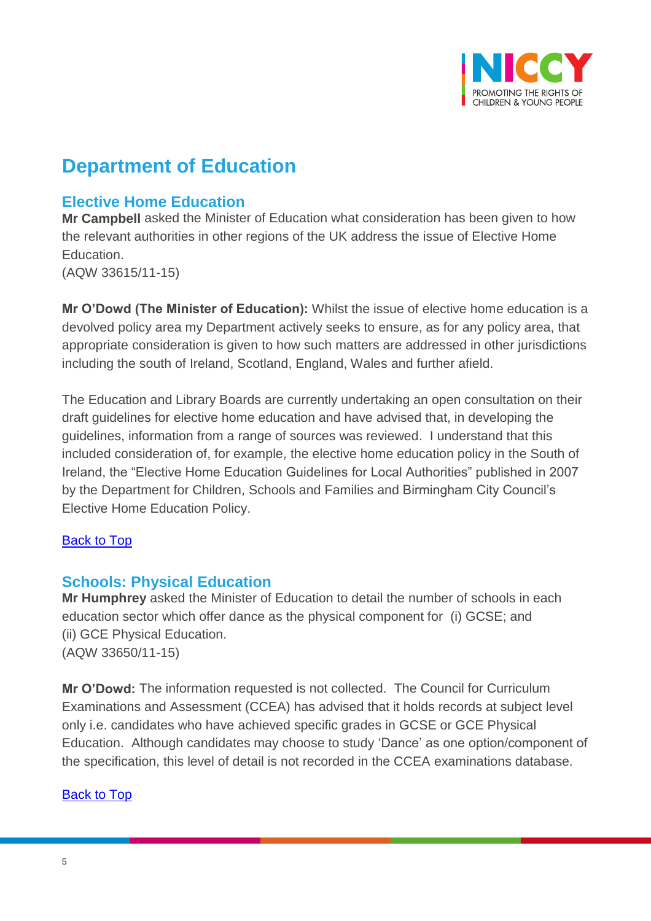# Department of Education

## Elective Home Education

**Mr Campbell** asked the Minister of Education what consideration has been given to how the relevant authorities in other regions of the UK address the issue of Elective Home Education.
(AQW 33615/11-15)

**Mr O'Dowd (The Minister of Education):** Whilst the issue of elective home education is a devolved policy area my Department actively seeks to ensure, as for any policy area, that appropriate consideration is given to how such matters are addressed in other jurisdictions including the south of Ireland, Scotland, England, Wales and further afield.

The Education and Library Boards are currently undertaking an open consultation on their draft guidelines for elective home education and have advised that, in developing the guidelines, information from a range of sources was reviewed. I understand that this included consideration of, for example, the elective home education policy in the South of Ireland, the "Elective Home Education Guidelines for Local Authorities" published in 2007 by the Department for Children, Schools and Families and Birmingham City Council's Elective Home Education Policy.

Back to Top

## Schools: Physical Education

**Mr Humphrey** asked the Minister of Education to detail the number of schools in each education sector which offer dance as the physical component for (i) GCSE; and (ii) GCE Physical Education.
(AQW 33650/11-15)

**Mr O'Dowd:** The information requested is not collected. The Council for Curriculum Examinations and Assessment (CCEA) has advised that it holds records at subject level only i.e. candidates who have achieved specific grades in GCSE or GCE Physical Education. Although candidates may choose to study 'Dance' as one option/component of the specification, this level of detail is not recorded in the CCEA examinations database.

Back to Top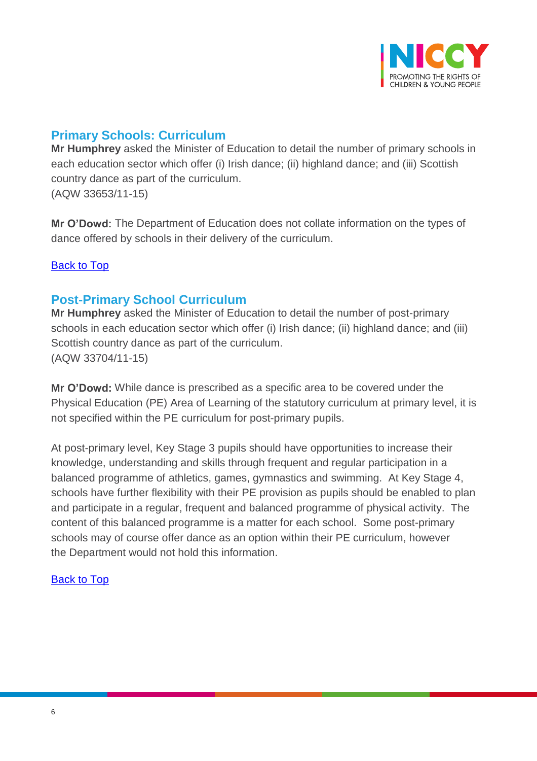## Primary Schools: Curriculum

**Mr Humphrey** asked the Minister of Education to detail the number of primary schools in each education sector which offer (i) Irish dance; (ii) highland dance; and (iii) Scottish country dance as part of the curriculum.
(AQW 33653/11-15)

**Mr O'Dowd:** The Department of Education does not collate information on the types of dance offered by schools in their delivery of the curriculum.

Back to Top

## Post-Primary School Curriculum

**Mr Humphrey** asked the Minister of Education to detail the number of post-primary schools in each education sector which offer (i) Irish dance; (ii) highland dance; and (iii) Scottish country dance as part of the curriculum.
(AQW 33704/11-15)

**Mr O'Dowd:** While dance is prescribed as a specific area to be covered under the Physical Education (PE) Area of Learning of the statutory curriculum at primary level, it is not specified within the PE curriculum for post-primary pupils.

At post-primary level, Key Stage 3 pupils should have opportunities to increase their knowledge, understanding and skills through frequent and regular participation in a balanced programme of athletics, games, gymnastics and swimming. At Key Stage 4, schools have further flexibility with their PE provision as pupils should be enabled to plan and participate in a regular, frequent and balanced programme of physical activity. The content of this balanced programme is a matter for each school. Some post-primary schools may of course offer dance as an option within their PE curriculum, however the Department would not hold this information.

Back to Top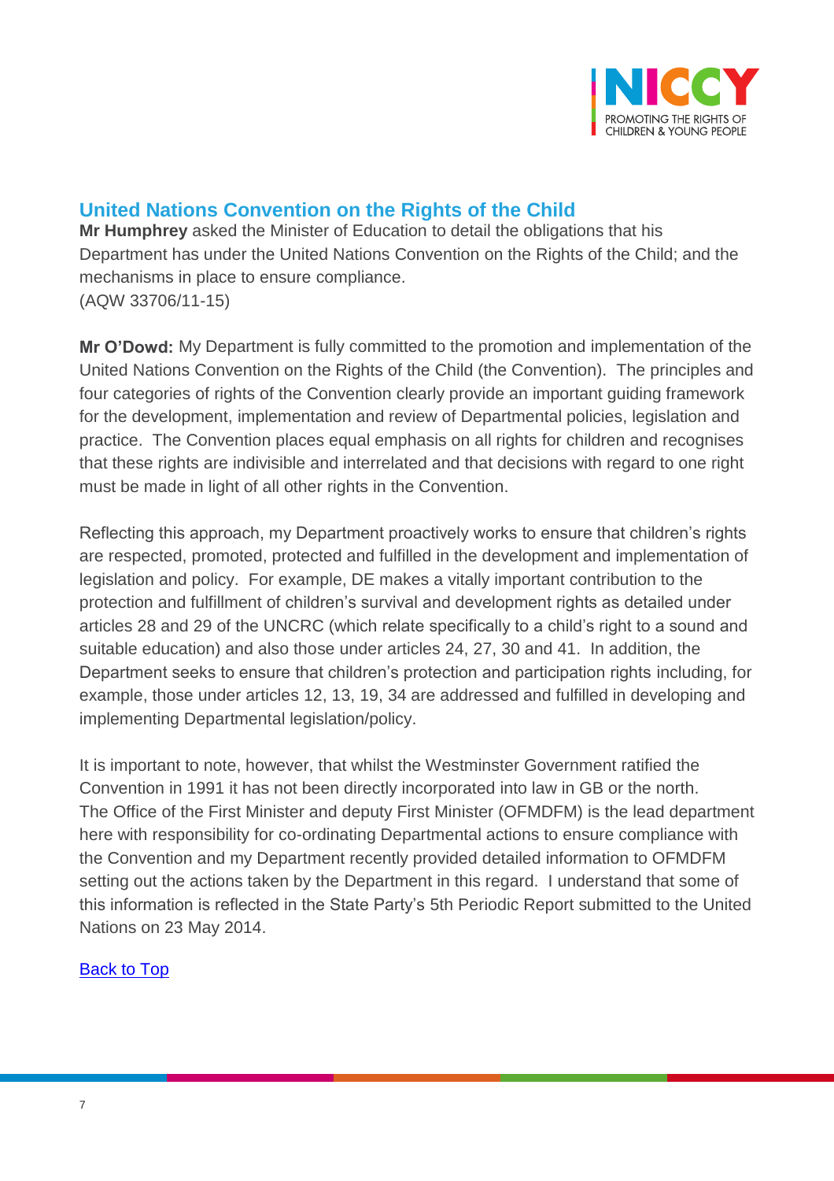## United Nations Convention on the Rights of the Child

**Mr Humphrey** asked the Minister of Education to detail the obligations that his Department has under the United Nations Convention on the Rights of the Child; and the mechanisms in place to ensure compliance.
(AQW 33706/11-15)

**Mr O'Dowd:** My Department is fully committed to the promotion and implementation of the United Nations Convention on the Rights of the Child (the Convention). The principles and four categories of rights of the Convention clearly provide an important guiding framework for the development, implementation and review of Departmental policies, legislation and practice. The Convention places equal emphasis on all rights for children and recognises that these rights are indivisible and interrelated and that decisions with regard to one right must be made in light of all other rights in the Convention.

Reflecting this approach, my Department proactively works to ensure that children's rights are respected, promoted, protected and fulfilled in the development and implementation of legislation and policy. For example, DE makes a vitally important contribution to the protection and fulfillment of children's survival and development rights as detailed under articles 28 and 29 of the UNCRC (which relate specifically to a child's right to a sound and suitable education) and also those under articles 24, 27, 30 and 41. In addition, the Department seeks to ensure that children's protection and participation rights including, for example, those under articles 12, 13, 19, 34 are addressed and fulfilled in developing and implementing Departmental legislation/policy.

It is important to note, however, that whilst the Westminster Government ratified the Convention in 1991 it has not been directly incorporated into law in GB or the north. The Office of the First Minister and deputy First Minister (OFMDFM) is the lead department here with responsibility for co-ordinating Departmental actions to ensure compliance with the Convention and my Department recently provided detailed information to OFMDFM setting out the actions taken by the Department in this regard. I understand that some of this information is reflected in the State Party's 5th Periodic Report submitted to the United Nations on 23 May 2014.

Back to Top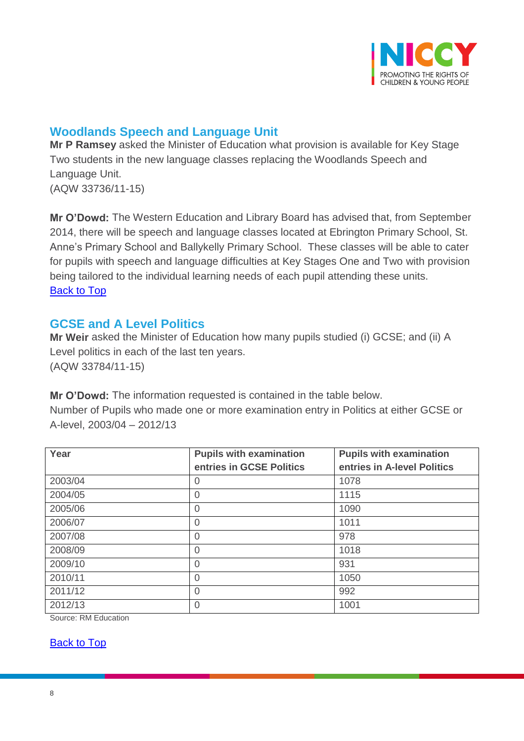## Woodlands Speech and Language Unit

**Mr P Ramsey** asked the Minister of Education what provision is available for Key Stage Two students in the new language classes replacing the Woodlands Speech and Language Unit.
(AQW 33736/11-15)

**Mr O'Dowd:** The Western Education and Library Board has advised that, from September 2014, there will be speech and language classes located at Ebrington Primary School, St. Anne's Primary School and Ballykelly Primary School. These classes will be able to cater for pupils with speech and language difficulties at Key Stages One and Two with provision being tailored to the individual learning needs of each pupil attending these units.
[Back to Top]

## GCSE and A Level Politics

**Mr Weir** asked the Minister of Education how many pupils studied (i) GCSE; and (ii) A Level politics in each of the last ten years.
(AQW 33784/11-15)

**Mr O'Dowd:** The information requested is contained in the table below.
Number of Pupils who made one or more examination entry in Politics at either GCSE or A-level, 2003/04 – 2012/13

| Year | Pupils with examination entries in GCSE Politics | Pupils with examination entries in A-level Politics |
|---|---|---|
| 2003/04 | 0 | 1078 |
| 2004/05 | 0 | 1115 |
| 2005/06 | 0 | 1090 |
| 2006/07 | 0 | 1011 |
| 2007/08 | 0 | 978 |
| 2008/09 | 0 | 1018 |
| 2009/10 | 0 | 931 |
| 2010/11 | 0 | 1050 |
| 2011/12 | 0 | 992 |
| 2012/13 | 0 | 1001 |

Source: RM Education

[Back to Top]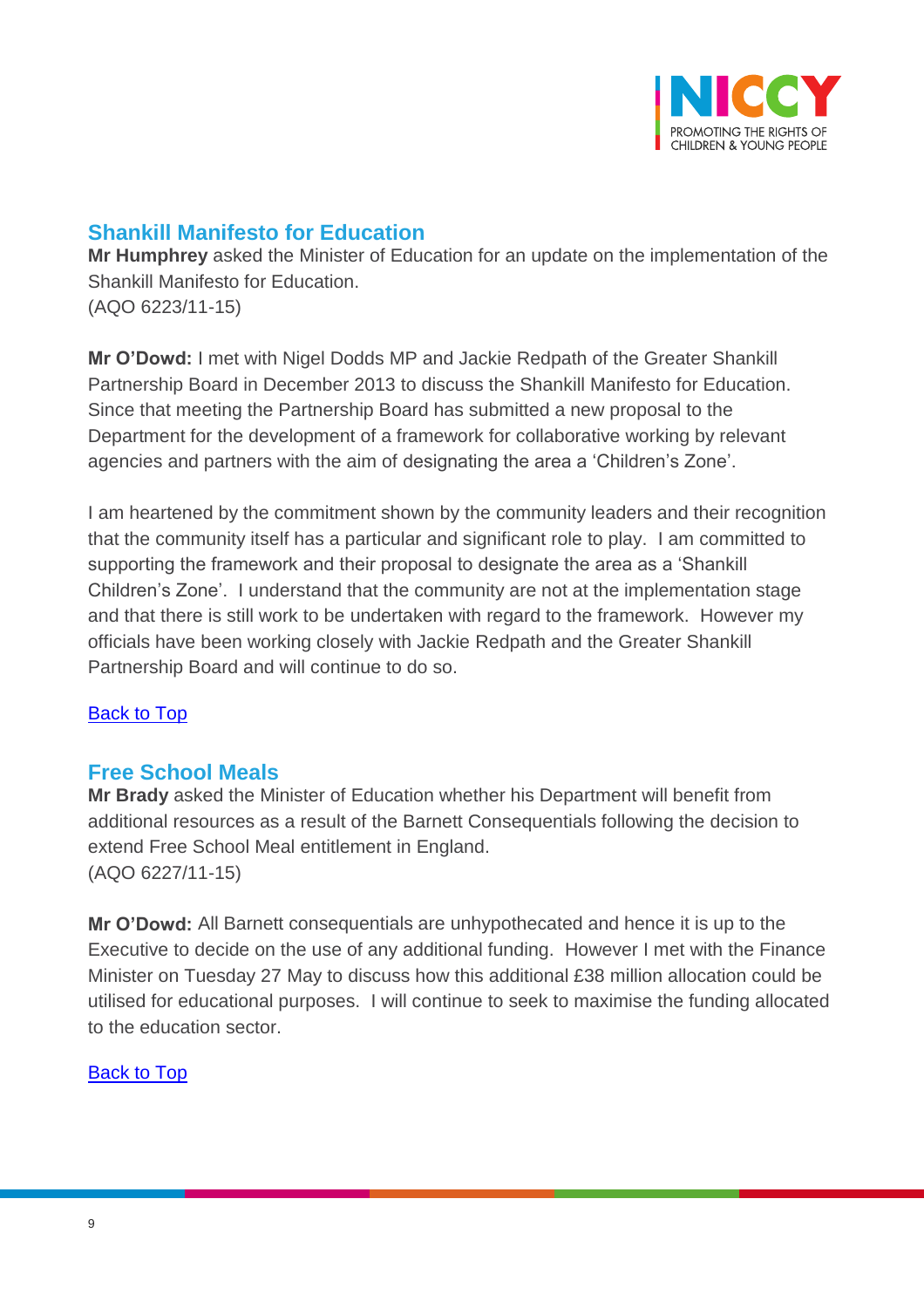## Shankill Manifesto for Education

**Mr Humphrey** asked the Minister of Education for an update on the implementation of the Shankill Manifesto for Education.
(AQO 6223/11-15)

**Mr O'Dowd:** I met with Nigel Dodds MP and Jackie Redpath of the Greater Shankill Partnership Board in December 2013 to discuss the Shankill Manifesto for Education. Since that meeting the Partnership Board has submitted a new proposal to the Department for the development of a framework for collaborative working by relevant agencies and partners with the aim of designating the area a 'Children's Zone'.

I am heartened by the commitment shown by the community leaders and their recognition that the community itself has a particular and significant role to play. I am committed to supporting the framework and their proposal to designate the area as a 'Shankill Children's Zone'. I understand that the community are not at the implementation stage and that there is still work to be undertaken with regard to the framework. However my officials have been working closely with Jackie Redpath and the Greater Shankill Partnership Board and will continue to do so.

[Back to Top]

## Free School Meals

**Mr Brady** asked the Minister of Education whether his Department will benefit from additional resources as a result of the Barnett Consequentials following the decision to extend Free School Meal entitlement in England.
(AQO 6227/11-15)

**Mr O'Dowd:** All Barnett consequentials are unhypothecated and hence it is up to the Executive to decide on the use of any additional funding. However I met with the Finance Minister on Tuesday 27 May to discuss how this additional £38 million allocation could be utilised for educational purposes. I will continue to seek to maximise the funding allocated to the education sector.

[Back to Top]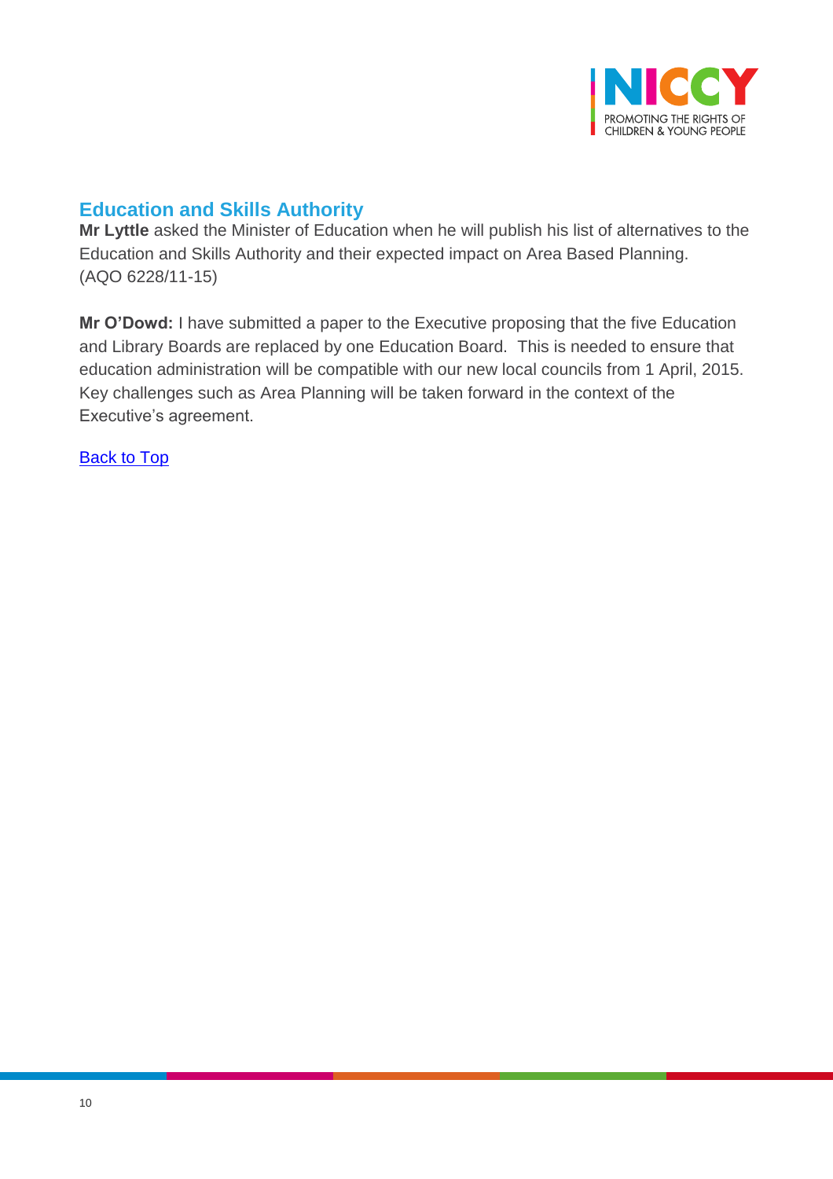## Education and Skills Authority

**Mr Lyttle** asked the Minister of Education when he will publish his list of alternatives to the Education and Skills Authority and their expected impact on Area Based Planning. (AQO 6228/11-15)

**Mr O'Dowd:** I have submitted a paper to the Executive proposing that the five Education and Library Boards are replaced by one Education Board. This is needed to ensure that education administration will be compatible with our new local councils from 1 April, 2015. Key challenges such as Area Planning will be taken forward in the context of the Executive's agreement.

Back to Top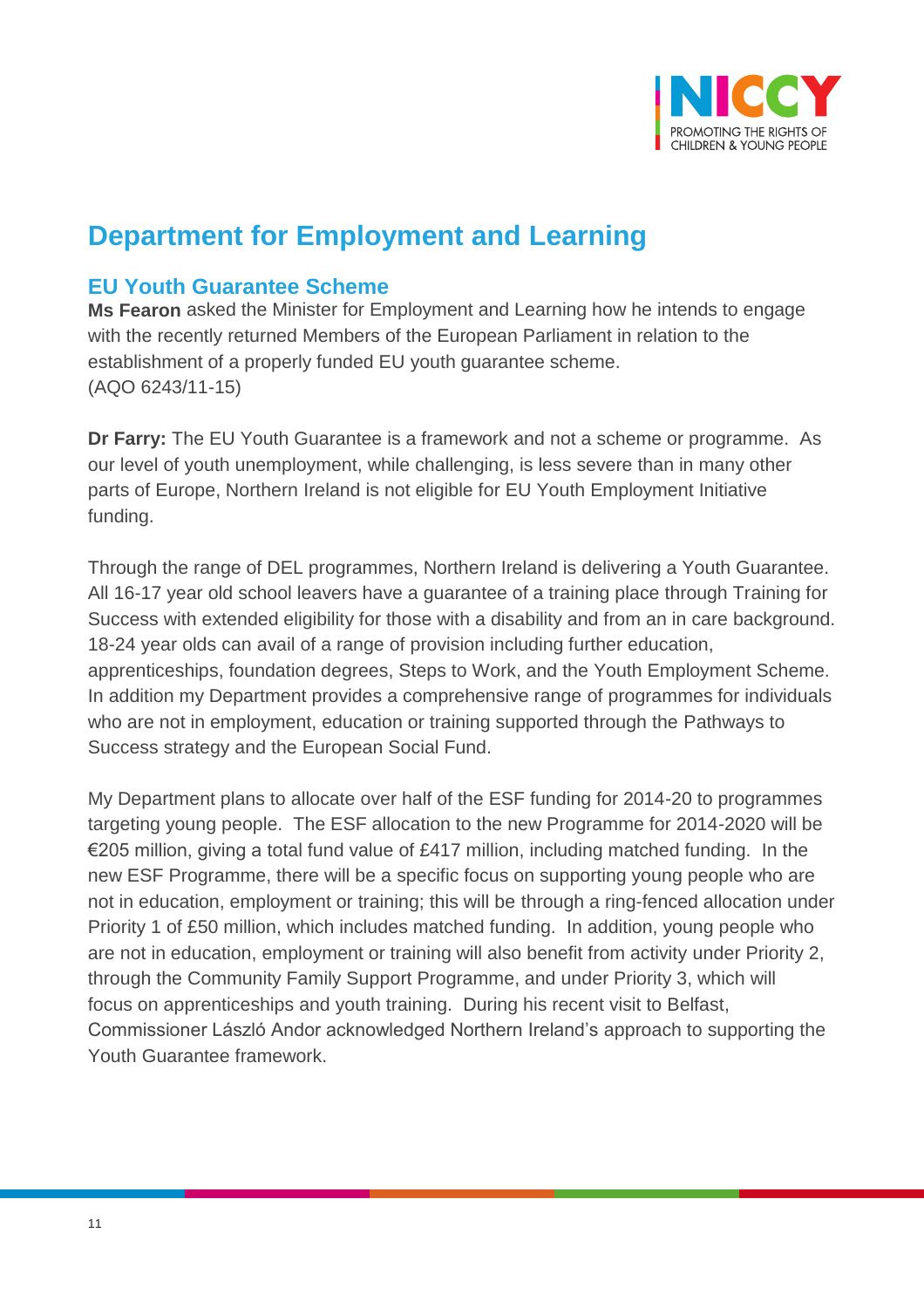## Department for Employment and Learning

### EU Youth Guarantee Scheme

**Ms Fearon** asked the Minister for Employment and Learning how he intends to engage with the recently returned Members of the European Parliament in relation to the establishment of a properly funded EU youth guarantee scheme.
(AQO 6243/11-15)

**Dr Farry:** The EU Youth Guarantee is a framework and not a scheme or programme. As our level of youth unemployment, while challenging, is less severe than in many other parts of Europe, Northern Ireland is not eligible for EU Youth Employment Initiative funding.

Through the range of DEL programmes, Northern Ireland is delivering a Youth Guarantee. All 16-17 year old school leavers have a guarantee of a training place through Training for Success with extended eligibility for those with a disability and from an in care background. 18-24 year olds can avail of a range of provision including further education, apprenticeships, foundation degrees, Steps to Work, and the Youth Employment Scheme. In addition my Department provides a comprehensive range of programmes for individuals who are not in employment, education or training supported through the Pathways to Success strategy and the European Social Fund.

My Department plans to allocate over half of the ESF funding for 2014-20 to programmes targeting young people. The ESF allocation to the new Programme for 2014-2020 will be €205 million, giving a total fund value of £417 million, including matched funding. In the new ESF Programme, there will be a specific focus on supporting young people who are not in education, employment or training; this will be through a ring-fenced allocation under Priority 1 of £50 million, which includes matched funding. In addition, young people who are not in education, employment or training will also benefit from activity under Priority 2, through the Community Family Support Programme, and under Priority 3, which will focus on apprenticeships and youth training. During his recent visit to Belfast, Commissioner László Andor acknowledged Northern Ireland's approach to supporting the Youth Guarantee framework.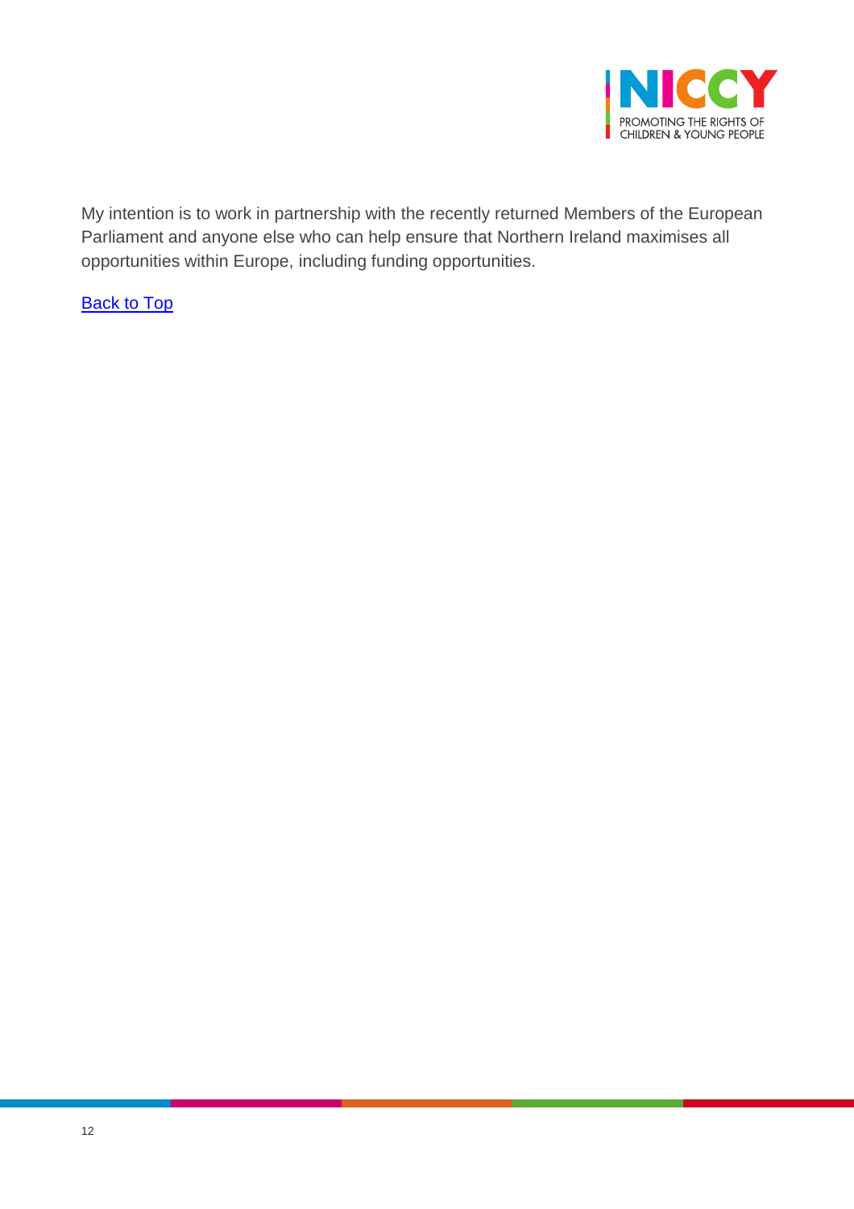My intention is to work in partnership with the recently returned Members of the European Parliament and anyone else who can help ensure that Northern Ireland maximises all opportunities within Europe, including funding opportunities.

Back to Top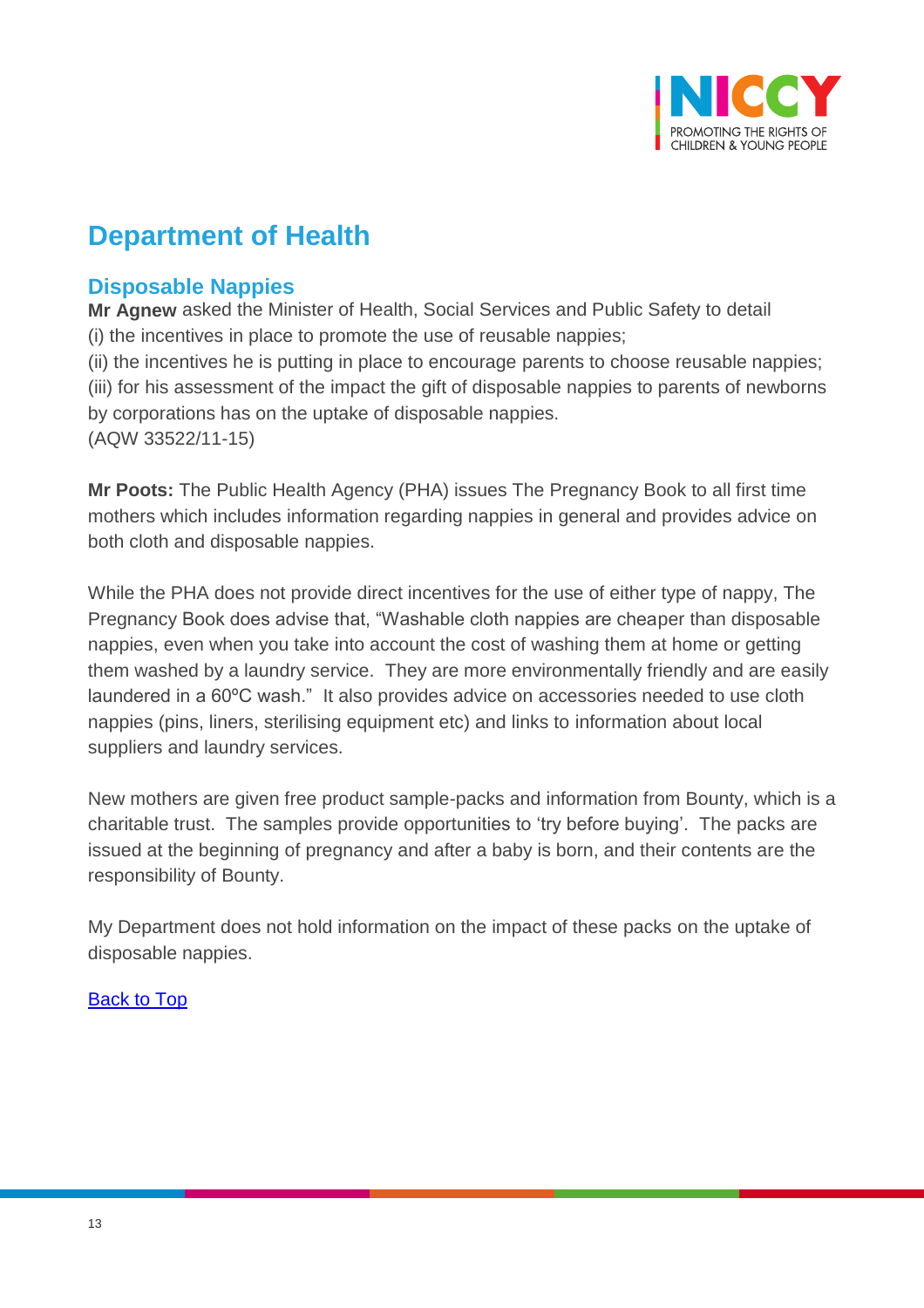# Department of Health

## Disposable Nappies

**Mr Agnew** asked the Minister of Health, Social Services and Public Safety to detail
(i) the incentives in place to promote the use of reusable nappies;
(ii) the incentives he is putting in place to encourage parents to choose reusable nappies;
(iii) for his assessment of the impact the gift of disposable nappies to parents of newborns by corporations has on the uptake of disposable nappies.
(AQW 33522/11-15)

**Mr Poots:** The Public Health Agency (PHA) issues The Pregnancy Book to all first time mothers which includes information regarding nappies in general and provides advice on both cloth and disposable nappies.

While the PHA does not provide direct incentives for the use of either type of nappy, The Pregnancy Book does advise that, "Washable cloth nappies are cheaper than disposable nappies, even when you take into account the cost of washing them at home or getting them washed by a laundry service. They are more environmentally friendly and are easily laundered in a 60ºC wash." It also provides advice on accessories needed to use cloth nappies (pins, liners, sterilising equipment etc) and links to information about local suppliers and laundry services.

New mothers are given free product sample-packs and information from Bounty, which is a charitable trust. The samples provide opportunities to 'try before buying'. The packs are issued at the beginning of pregnancy and after a baby is born, and their contents are the responsibility of Bounty.

My Department does not hold information on the impact of these packs on the uptake of disposable nappies.

Back to Top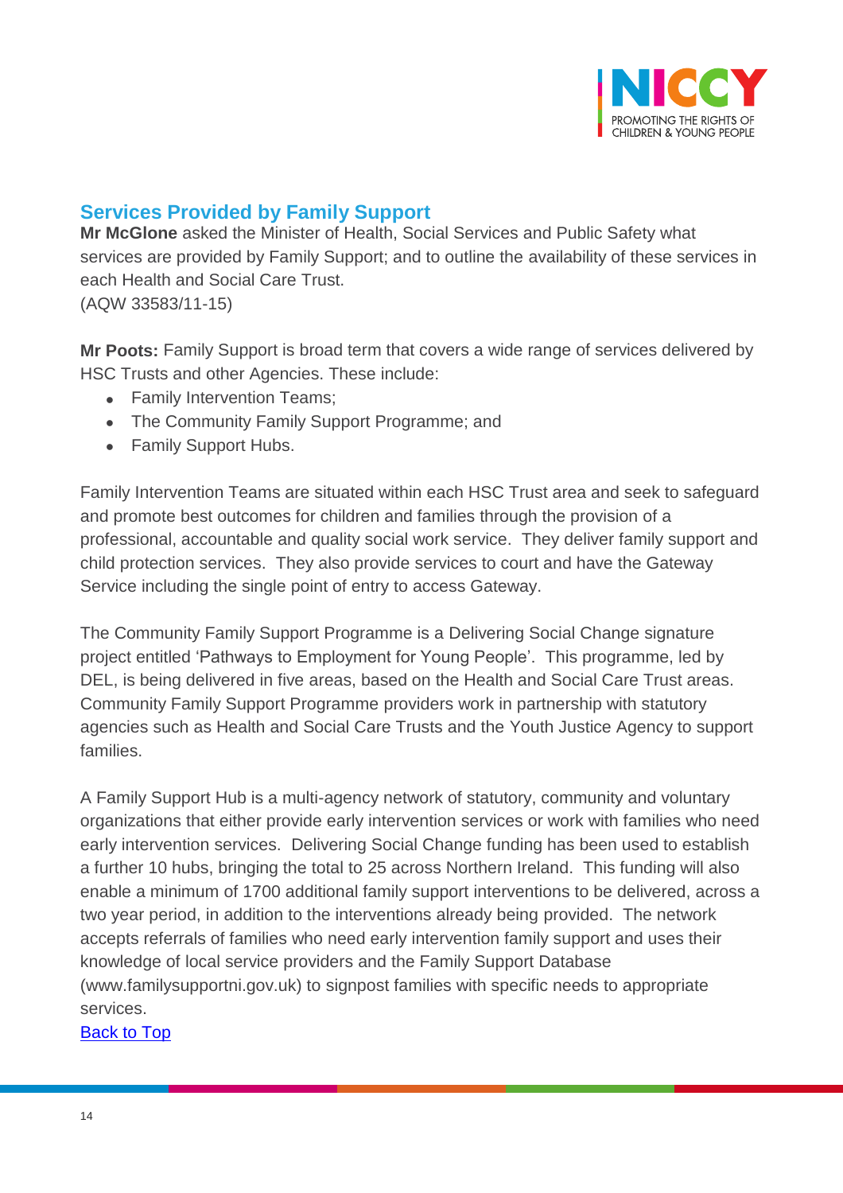## Services Provided by Family Support

**Mr McGlone** asked the Minister of Health, Social Services and Public Safety what services are provided by Family Support; and to outline the availability of these services in each Health and Social Care Trust.
(AQW 33583/11-15)

**Mr Poots:** Family Support is broad term that covers a wide range of services delivered by HSC Trusts and other Agencies. These include:

- Family Intervention Teams;
- The Community Family Support Programme; and
- Family Support Hubs.

Family Intervention Teams are situated within each HSC Trust area and seek to safeguard and promote best outcomes for children and families through the provision of a professional, accountable and quality social work service. They deliver family support and child protection services. They also provide services to court and have the Gateway Service including the single point of entry to access Gateway.

The Community Family Support Programme is a Delivering Social Change signature project entitled 'Pathways to Employment for Young People'. This programme, led by DEL, is being delivered in five areas, based on the Health and Social Care Trust areas. Community Family Support Programme providers work in partnership with statutory agencies such as Health and Social Care Trusts and the Youth Justice Agency to support families.

A Family Support Hub is a multi-agency network of statutory, community and voluntary organizations that either provide early intervention services or work with families who need early intervention services. Delivering Social Change funding has been used to establish a further 10 hubs, bringing the total to 25 across Northern Ireland. This funding will also enable a minimum of 1700 additional family support interventions to be delivered, across a two year period, in addition to the interventions already being provided. The network accepts referrals of families who need early intervention family support and uses their knowledge of local service providers and the Family Support Database (www.familysupportni.gov.uk) to signpost families with specific needs to appropriate services.

Back to Top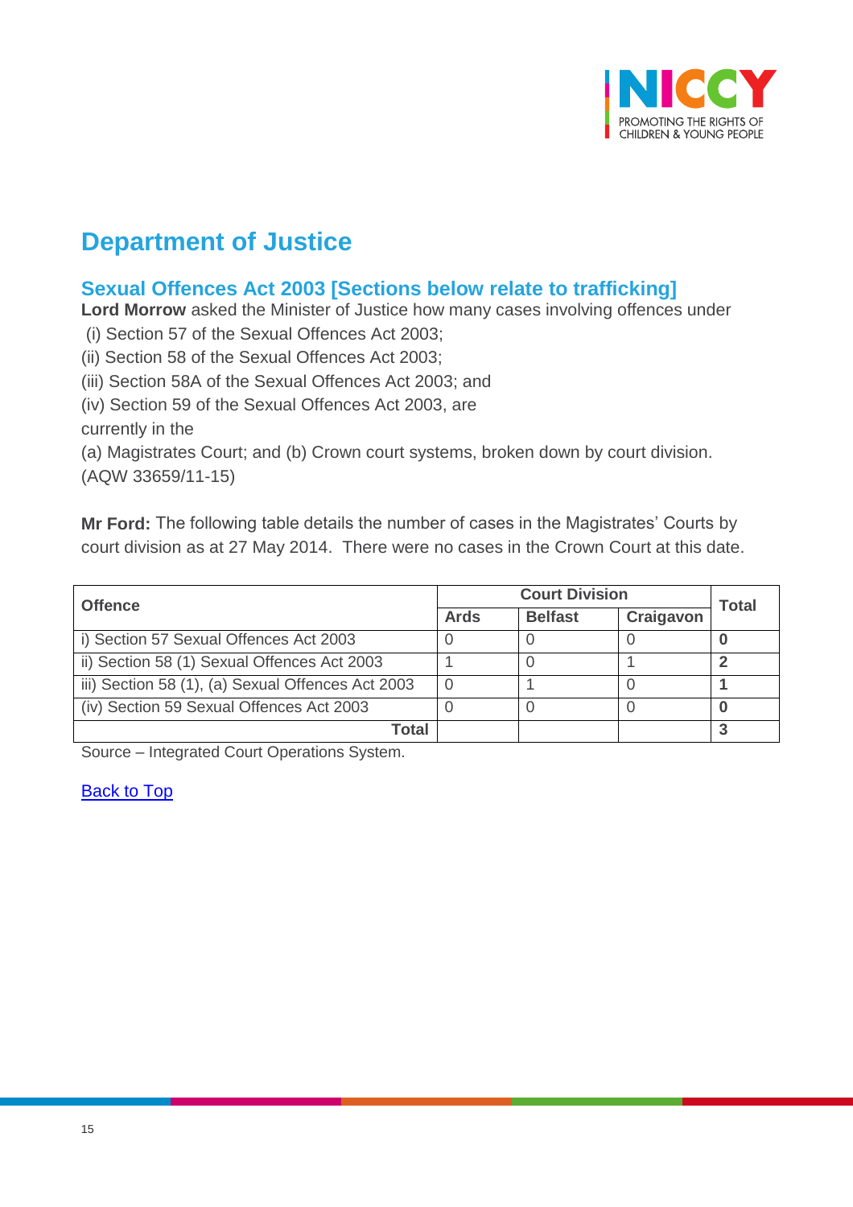# Department of Justice

## Sexual Offences Act 2003 [Sections below relate to trafficking]

**Lord Morrow** asked the Minister of Justice how many cases involving offences under
 (i) Section 57 of the Sexual Offences Act 2003;
(ii) Section 58 of the Sexual Offences Act 2003;
(iii) Section 58A of the Sexual Offences Act 2003; and
(iv) Section 59 of the Sexual Offences Act 2003, are
currently in the
(a) Magistrates Court; and (b) Crown court systems, broken down by court division.
(AQW 33659/11-15)

**Mr Ford:** The following table details the number of cases in the Magistrates' Courts by court division as at 27 May 2014. There were no cases in the Crown Court at this date.

| Offence | Court Division | | | Total |
|---|---|---|---|---|
| | Ards | Belfast | Craigavon | |
| i) Section 57 Sexual Offences Act 2003 | 0 | 0 | 0 | **0** |
| ii) Section 58 (1) Sexual Offences Act 2003 | 1 | 0 | 1 | **2** |
| iii) Section 58 (1), (a) Sexual Offences Act 2003 | 0 | 1 | 0 | **1** |
| (iv) Section 59 Sexual Offences Act 2003 | 0 | 0 | 0 | **0** |
| **Total** | | | | **3** |

Source – Integrated Court Operations System.

Back to Top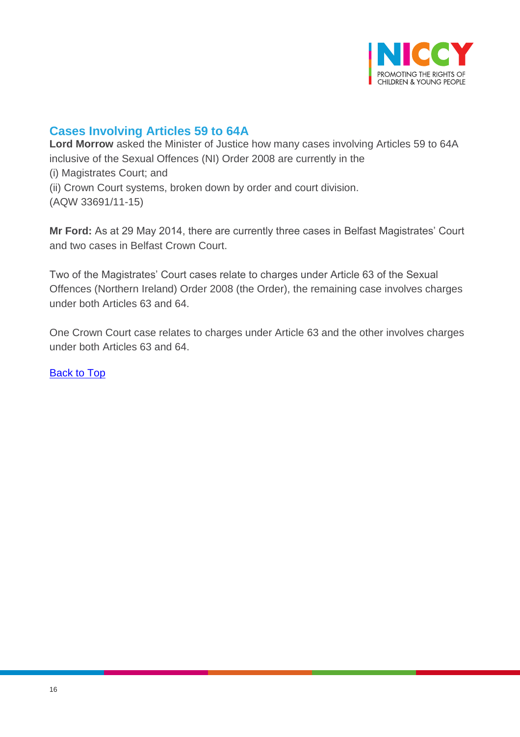## Cases Involving Articles 59 to 64A

**Lord Morrow** asked the Minister of Justice how many cases involving Articles 59 to 64A inclusive of the Sexual Offences (NI) Order 2008 are currently in the
(i) Magistrates Court; and
(ii) Crown Court systems, broken down by order and court division.
(AQW 33691/11-15)

**Mr Ford:** As at 29 May 2014, there are currently three cases in Belfast Magistrates' Court and two cases in Belfast Crown Court.

Two of the Magistrates' Court cases relate to charges under Article 63 of the Sexual Offences (Northern Ireland) Order 2008 (the Order), the remaining case involves charges under both Articles 63 and 64.

One Crown Court case relates to charges under Article 63 and the other involves charges under both Articles 63 and 64.

Back to Top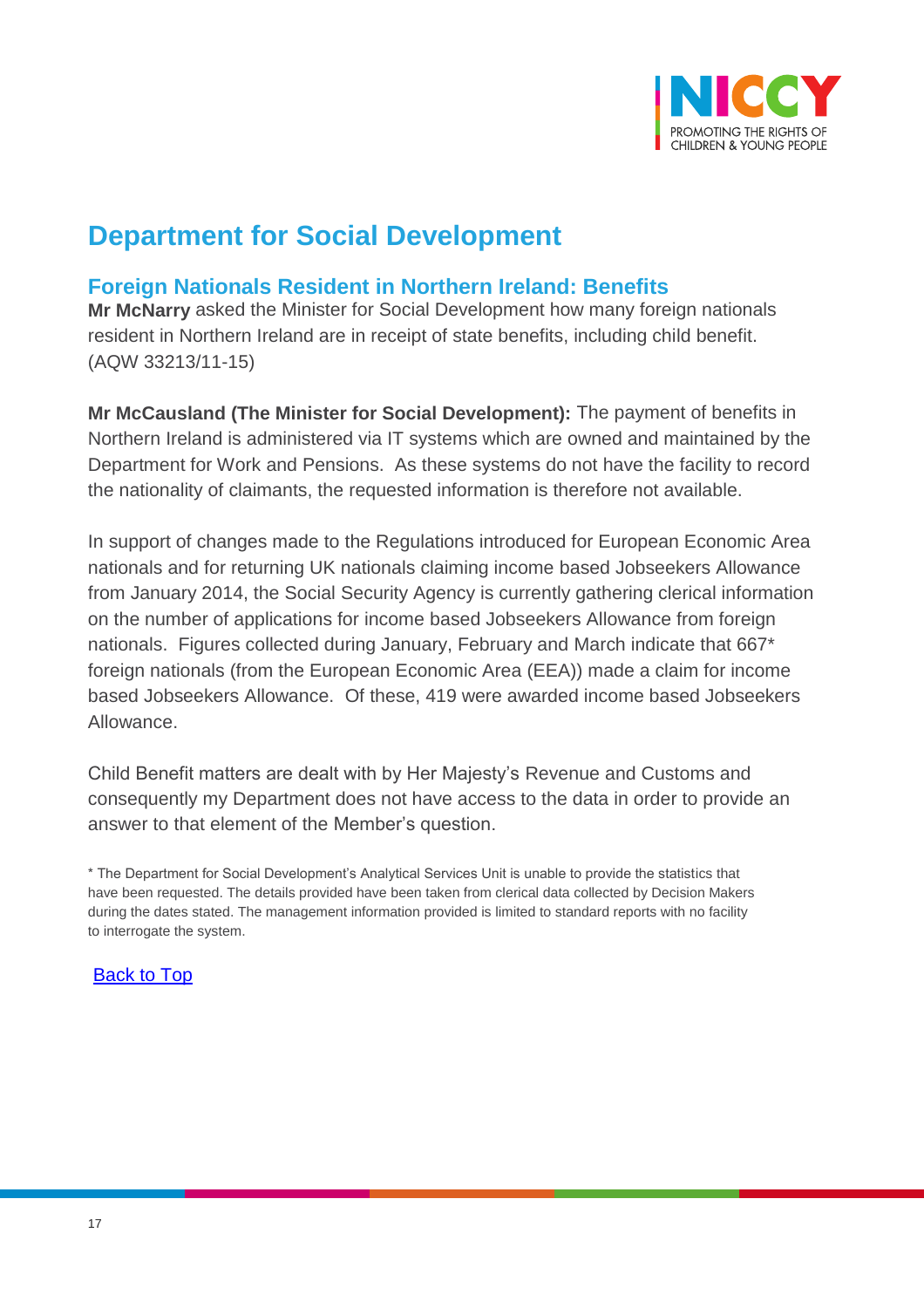## Department for Social Development

### Foreign Nationals Resident in Northern Ireland: Benefits

**Mr McNarry** asked the Minister for Social Development how many foreign nationals resident in Northern Ireland are in receipt of state benefits, including child benefit. (AQW 33213/11-15)

**Mr McCausland (The Minister for Social Development):** The payment of benefits in Northern Ireland is administered via IT systems which are owned and maintained by the Department for Work and Pensions. As these systems do not have the facility to record the nationality of claimants, the requested information is therefore not available.

In support of changes made to the Regulations introduced for European Economic Area nationals and for returning UK nationals claiming income based Jobseekers Allowance from January 2014, the Social Security Agency is currently gathering clerical information on the number of applications for income based Jobseekers Allowance from foreign nationals. Figures collected during January, February and March indicate that 667* foreign nationals (from the European Economic Area (EEA)) made a claim for income based Jobseekers Allowance. Of these, 419 were awarded income based Jobseekers Allowance.

Child Benefit matters are dealt with by Her Majesty's Revenue and Customs and consequently my Department does not have access to the data in order to provide an answer to that element of the Member's question.

* The Department for Social Development's Analytical Services Unit is unable to provide the statistics that have been requested. The details provided have been taken from clerical data collected by Decision Makers during the dates stated. The management information provided is limited to standard reports with no facility to interrogate the system.

[Back to Top]